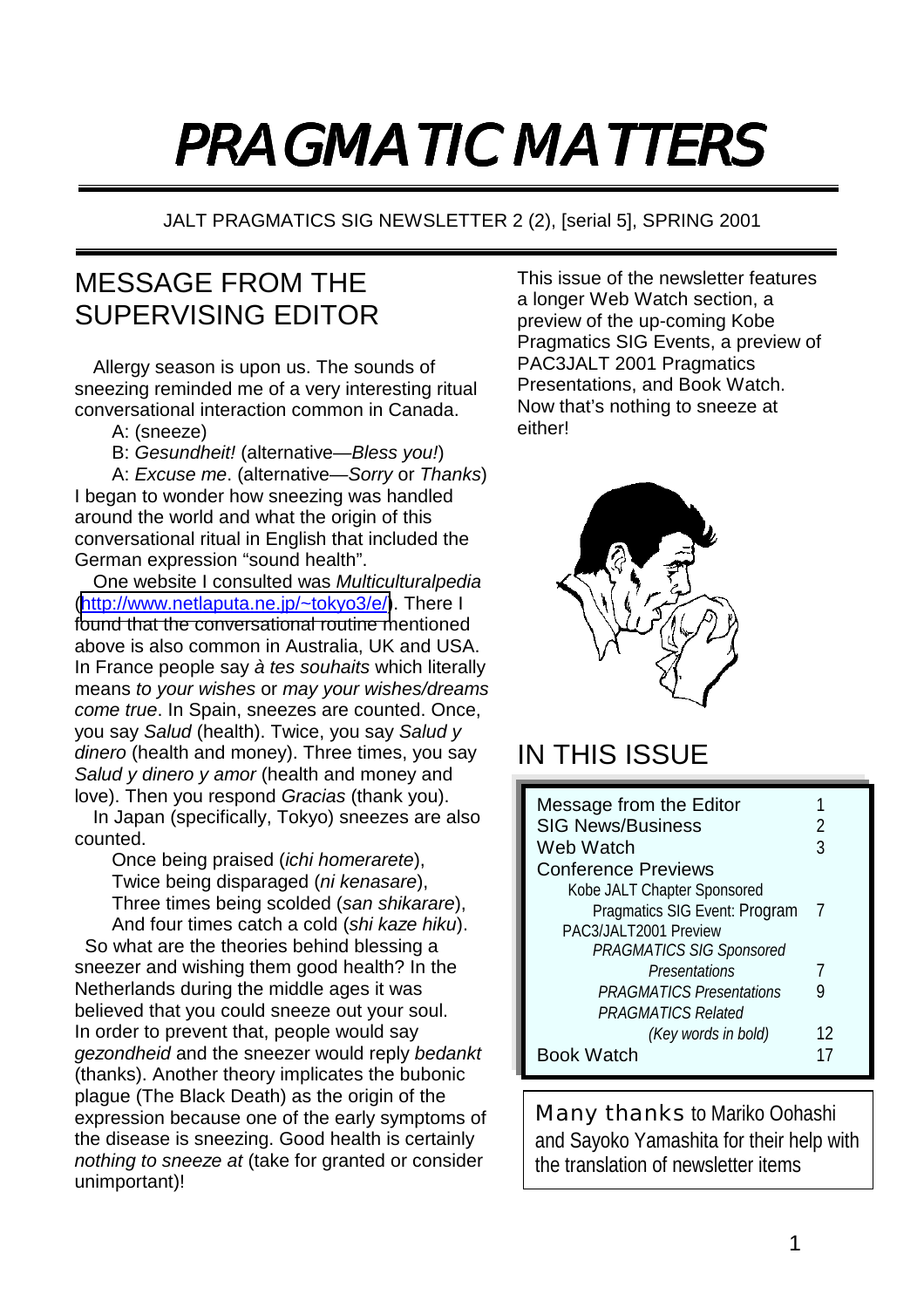# PRAGMATIC MATTERS

JALT PRAGMATICS SIG NEWSLETTER 2 (2), [serial 5], SPRING 2001

## MESSAGE FROM THE SUPERVISING EDITOR

Allergy season is upon us. The sounds of sneezing reminded me of a very interesting ritual conversational interaction common in Canada.

A: (sneeze)

B: *Gesundheit!* (alternative—*Bless you!*)

A: *Excuse me*. (alternative—*Sorry* or *Thanks*)

I began to wonder how sneezing was handled around the world and what the origin of this conversational ritual in English that included the German expression "sound health".

One website I consulted was *Multiculturalpedia* (http://www.netlaputa.ne.jp/~tokyo3/e/). There I found that the conversational routine mentioned above is also common in Australia, UK and USA. In France people say *à tes souhaits* which literally means *to your wishes* or *may your wishes/dreams come true*. In Spain, sneezes are counted. Once, you say *Salud* (health). Twice, you say *Salud y dinero* (health and money). Three times, you say *Salud y dinero y amor* (health and money and love). Then you respond *Gracias* (thank you).

In Japan (specifically, Tokyo) sneezes are also counted.

Once being praised (*ichi homerarete*),
Twice being disparaged (*ni kenasare*),
Three times being scolded (*san shikarare*),
And four times catch a cold (*shi kaze hiku*).

So what are the theories behind blessing a sneezer and wishing them good health? In the Netherlands during the middle ages it was believed that you could sneeze out your soul. In order to prevent that, people would say *gezondheid* and the sneezer would reply *bedankt* (thanks). Another theory implicates the bubonic plague (The Black Death) as the origin of the expression because one of the early symptoms of the disease is sneezing. Good health is certainly *nothing to sneeze at* (take for granted or consider unimportant)!

This issue of the newsletter features a longer Web Watch section, a preview of the up-coming Kobe Pragmatics SIG Events, a preview of PAC3JALT 2001 Pragmatics Presentations, and Book Watch. Now that's nothing to sneeze at either!

## IN THIS ISSUE

| | |
|---|---|
| Message from the Editor | 1 |
| SIG News/Business | 2 |
| Web Watch | 3 |
| Conference Previews | |
| Kobe JALT Chapter Sponsored Pragmatics SIG Event: Program | 7 |
| PAC3/JALT2001 Preview | |
| *PRAGMATICS SIG Sponsored Presentations* | 7 |
| *PRAGMATICS Presentations* | 9 |
| *PRAGMATICS Related (Key words in bold)* | 12 |
| Book Watch | 17 |

Many thanks to Mariko Oohashi and Sayoko Yamashita for their help with the translation of newsletter items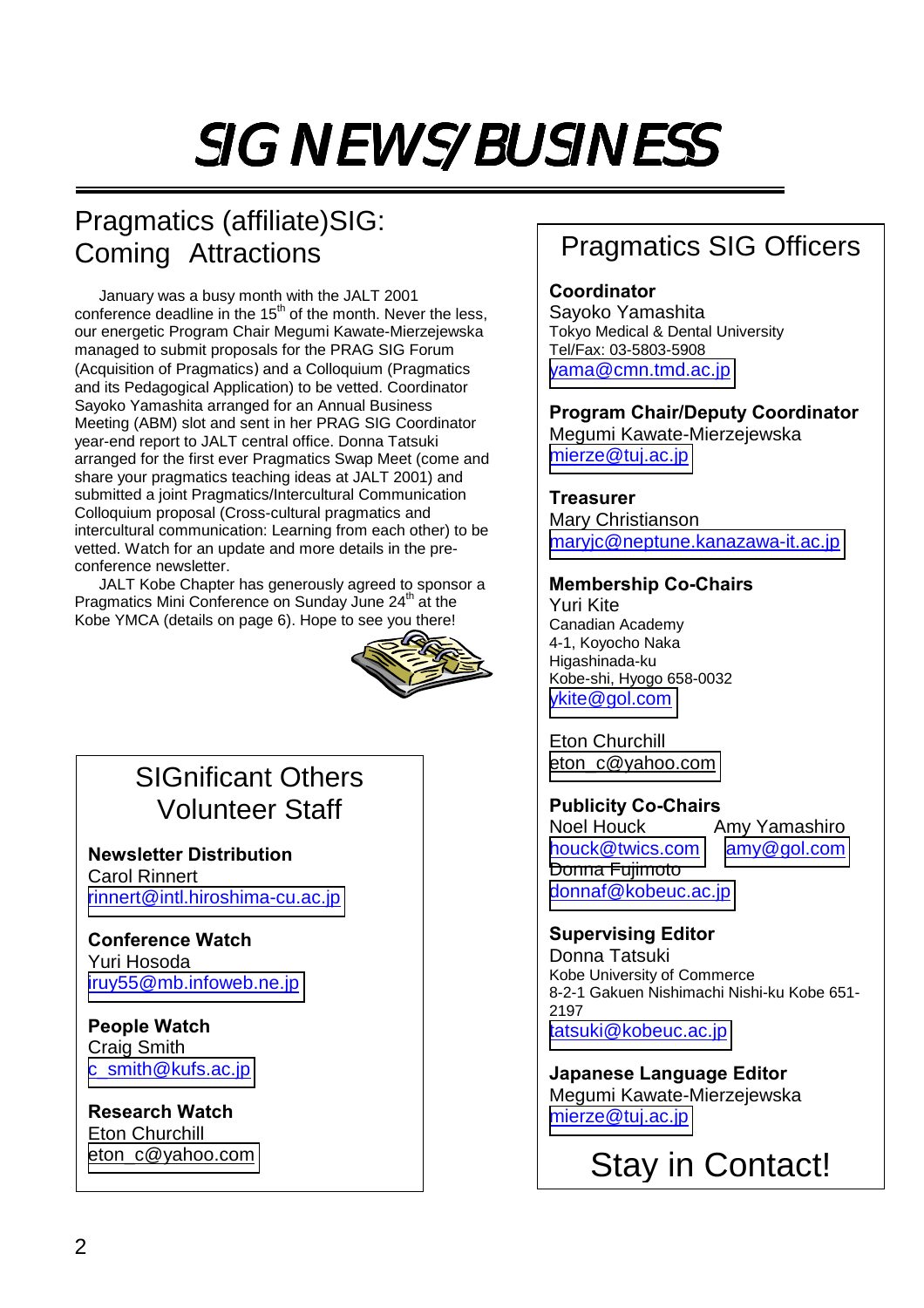# SIG NEWS/BUSINESS

## Pragmatics (affiliate)SIG: Coming Attractions

January was a busy month with the JALT 2001 conference deadline in the 15th of the month. Never the less, our energetic Program Chair Megumi Kawate-Mierzejewska managed to submit proposals for the PRAG SIG Forum (Acquisition of Pragmatics) and a Colloquium (Pragmatics and its Pedagogical Application) to be vetted. Coordinator Sayoko Yamashita arranged for an Annual Business Meeting (ABM) slot and sent in her PRAG SIG Coordinator year-end report to JALT central office. Donna Tatsuki arranged for the first ever Pragmatics Swap Meet (come and share your pragmatics teaching ideas at JALT 2001) and submitted a joint Pragmatics/Intercultural Communication Colloquium proposal (Cross-cultural pragmatics and intercultural communication: Learning from each other) to be vetted. Watch for an update and more details in the pre-conference newsletter.

JALT Kobe Chapter has generously agreed to sponsor a Pragmatics Mini Conference on Sunday June 24th at the Kobe YMCA (details on page 6). Hope to see you there!

## SIGnificant Others Volunteer Staff

**Newsletter Distribution**
Carol Rinnert
rinnert@intl.hiroshima-cu.ac.jp

**Conference Watch**
Yuri Hosoda
iruy55@mb.infoweb.ne.jp

**People Watch**
Craig Smith
c_smith@kufs.ac.jp

**Research Watch**
Eton Churchill
eton_c@yahoo.com

## Pragmatics SIG Officers

**Coordinator**
Sayoko Yamashita
Tokyo Medical & Dental University
Tel/Fax: 03-5803-5908
yama@cmn.tmd.ac.jp

**Program Chair/Deputy Coordinator**
Megumi Kawate-Mierzejewska
mierze@tuj.ac.jp

**Treasurer**
Mary Christianson
maryjc@neptune.kanazawa-it.ac.jp

**Membership Co-Chairs**
Yuri Kite
Canadian Academy
4-1, Koyocho Naka
Higashinada-ku
Kobe-shi, Hyogo 658-0032
ykite@gol.com

Eton Churchill
eton_c@yahoo.com

**Publicity Co-Chairs**
Noel Houck
houck@twics.com

Amy Yamashiro
amy@gol.com

Donna Fujimoto
donnaf@kobeuc.ac.jp

**Supervising Editor**
Donna Tatsuki
Kobe University of Commerce
8-2-1 Gakuen Nishimachi Nishi-ku Kobe 651-2197
tatsuki@kobeuc.ac.jp

**Japanese Language Editor**
Megumi Kawate-Mierzejewska
mierze@tuj.ac.jp

Stay in Contact!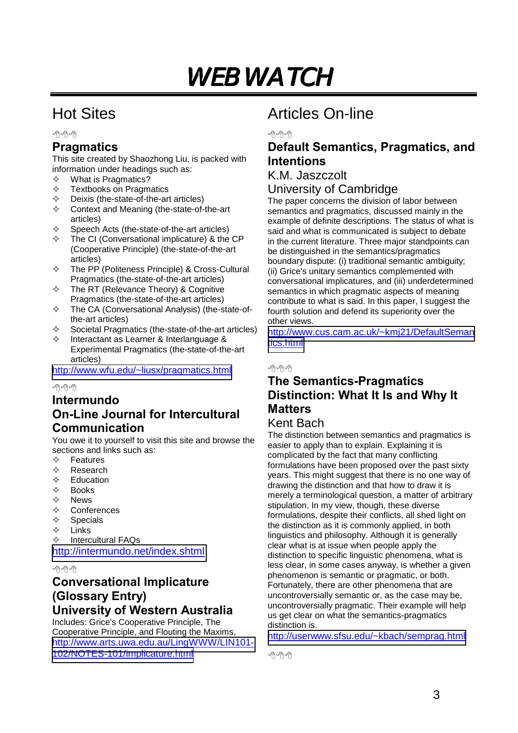# WEB WATCH

## Hot Sites

### Pragmatics

This site created by Shaozhong Liu, is packed with information under headings such as:

- What is Pragmatics?
- Textbooks on Pragmatics
- Deixis (the-state-of-the-art articles)
- Context and Meaning (the-state-of-the-art articles)
- Speech Acts (the-state-of-the-art articles)
- The CI (Conversational implicature) & the CP (Cooperative Principle) (the-state-of-the-art articles)
- The PP (Politeness Principle) & Cross-Cultural Pragmatics (the-state-of-the-art articles)
- The RT (Relevance Theory) & Cognitive Pragmatics (the-state-of-the-art articles)
- The CA (Conversational Analysis) (the-state-of-the-art articles)
- Societal Pragmatics (the-state-of-the-art articles)
- Interactant as Learner & Interlanguage & Experimental Pragmatics (the-state-of-the-art articles)

http://www.wfu.edu/~liusx/pragmatics.html

### Intermundo
### On-Line Journal for Intercultural Communication

You owe it to yourself to visit this site and browse the sections and links such as:

- Features
- Research
- Education
- Books
- News
- Conferences
- Specials
- Links
- Intercultural FAQs

http://intermundo.net/index.shtml

### Conversational Implicature (Glossary Entry)
### University of Western Australia

Includes: Grice's Cooperative Principle, The Cooperative Principle, and Flouting the Maxims,
http://www.arts.uwa.edu.au/LingWWW/LIN101-102/NOTES-101/implicature.html

## Articles On-line

### Default Semantics, Pragmatics, and Intentions

K.M. Jaszczolt
University of Cambridge

The paper concerns the division of labor between semantics and pragmatics, discussed mainly in the example of definite descriptions. The status of what is said and what is communicated is subject to debate in the current literature. Three major standpoints can be distinguished in the semantics/pragmatics boundary dispute: (i) traditional semantic ambiguity; (ii) Grice's unitary semantics complemented with conversational implicatures, and (iii) underdetermined semantics in which pragmatic aspects of meaning contribute to what is said. In this paper, I suggest the fourth solution and defend its superiority over the other views.

http://www.cus.cam.ac.uk/~kmj21/DefaultSemantics.html

### The Semantics-Pragmatics Distinction: What It Is and Why It Matters

Kent Bach

The distinction between semantics and pragmatics is easier to apply than to explain. Explaining it is complicated by the fact that many conflicting formulations have been proposed over the past sixty years. This might suggest that there is no one way of drawing the distinction and that how to draw it is merely a terminological question, a matter of arbitrary stipulation. In my view, though, these diverse formulations, despite their conflicts, all shed light on the distinction as it is commonly applied, in both linguistics and philosophy. Although it is generally clear what is at issue when people apply the distinction to specific linguistic phenomena, what is less clear, in some cases anyway, is whether a given phenomenon is semantic or pragmatic, or both. Fortunately, there are other phenomena that are uncontroversially semantic or, as the case may be, uncontroversially pragmatic. Their example will help us get clear on what the semantics-pragmatics distinction is.

http://userwww.sfsu.edu/~kbach/semprag.html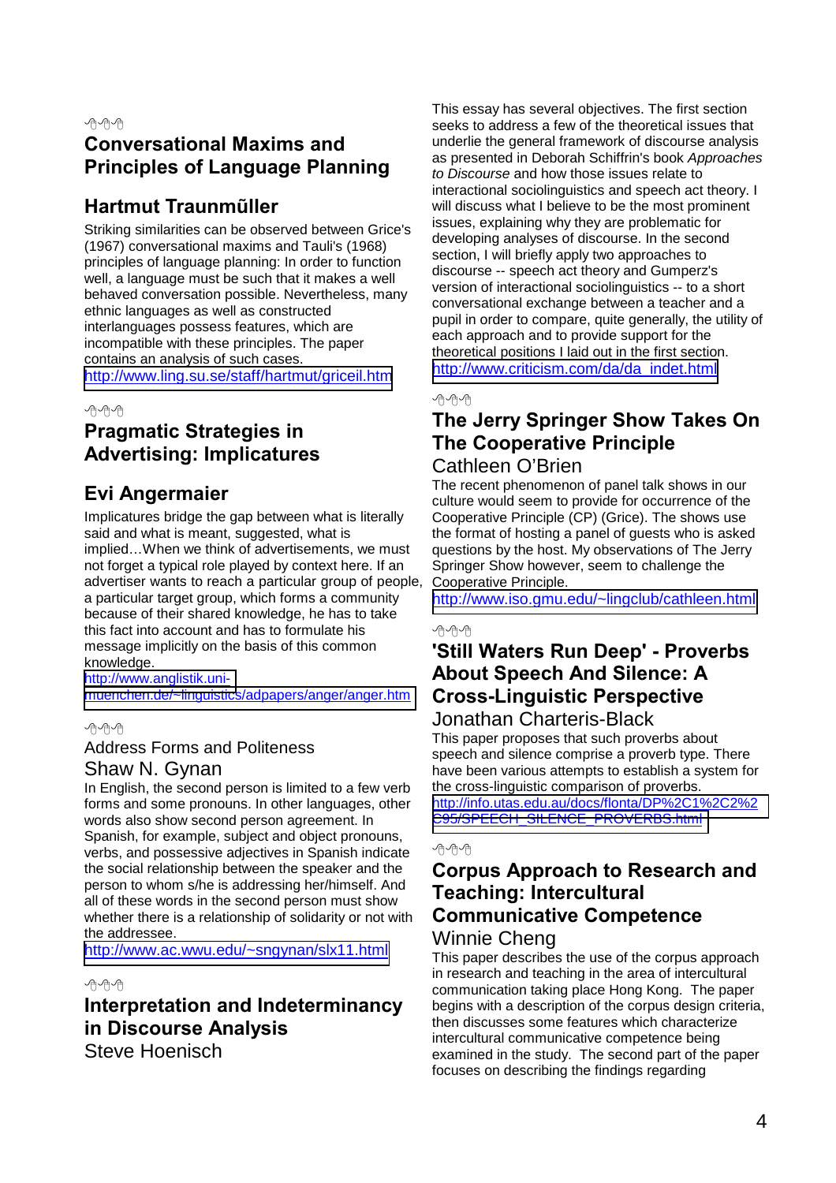## Conversational Maxims and Principles of Language Planning

### Hartmut Traunmüller

Striking similarities can be observed between Grice's (1967) conversational maxims and Tauli's (1968) principles of language planning: In order to function well, a language must be such that it makes a well behaved conversation possible. Nevertheless, many ethnic languages as well as constructed interlanguages possess features, which are incompatible with these principles. The paper contains an analysis of such cases.

http://www.ling.su.se/staff/hartmut/griceil.htm

## Pragmatic Strategies in Advertising: Implicatures

### Evi Angermaier

Implicatures bridge the gap between what is literally said and what is meant, suggested, what is implied…When we think of advertisements, we must not forget a typical role played by context here. If an advertiser wants to reach a particular group of people, a particular target group, which forms a community because of their shared knowledge, he has to take this fact into account and has to formulate his message implicitly on the basis of this common knowledge.

http://www.anglistik.uni-muenchen.de/~linguistics/adpapers/anger/anger.htm

## Address Forms and Politeness

### Shaw N. Gynan

In English, the second person is limited to a few verb forms and some pronouns. In other languages, other words also show second person agreement. In Spanish, for example, subject and object pronouns, verbs, and possessive adjectives in Spanish indicate the social relationship between the speaker and the person to whom s/he is addressing her/himself. And all of these words in the second person must show whether there is a relationship of solidarity or not with the addressee.

http://www.ac.wwu.edu/~sngynan/slx11.html

## Interpretation and Indeterminancy in Discourse Analysis

### Steve Hoenisch

This essay has several objectives. The first section seeks to address a few of the theoretical issues that underlie the general framework of discourse analysis as presented in Deborah Schiffrin's book *Approaches to Discourse* and how those issues relate to interactional sociolinguistics and speech act theory. I will discuss what I believe to be the most prominent issues, explaining why they are problematic for developing analyses of discourse. In the second section, I will briefly apply two approaches to discourse -- speech act theory and Gumperz's version of interactional sociolinguistics -- to a short conversational exchange between a teacher and a pupil in order to compare, quite generally, the utility of each approach and to provide support for the theoretical positions I laid out in the first section.

http://www.criticism.com/da/da_indet.html

## The Jerry Springer Show Takes On The Cooperative Principle

### Cathleen O'Brien

The recent phenomenon of panel talk shows in our culture would seem to provide for occurrence of the Cooperative Principle (CP) (Grice). The shows use the format of hosting a panel of guests who is asked questions by the host. My observations of The Jerry Springer Show however, seem to challenge the Cooperative Principle.

http://www.iso.gmu.edu/~lingclub/cathleen.html

## 'Still Waters Run Deep' - Proverbs About Speech And Silence: A Cross-Linguistic Perspective

### Jonathan Charteris-Black

This paper proposes that such proverbs about speech and silence comprise a proverb type. There have been various attempts to establish a system for the cross-linguistic comparison of proverbs.

http://info.utas.edu.au/docs/flonta/DP%2C1%2C2%2C95/SPEECH_SILENCE_PROVERBS.html

## Corpus Approach to Research and Teaching: Intercultural Communicative Competence

### Winnie Cheng

This paper describes the use of the corpus approach in research and teaching in the area of intercultural communication taking place Hong Kong. The paper begins with a description of the corpus design criteria, then discusses some features which characterize intercultural communicative competence being examined in the study. The second part of the paper focuses on describing the findings regarding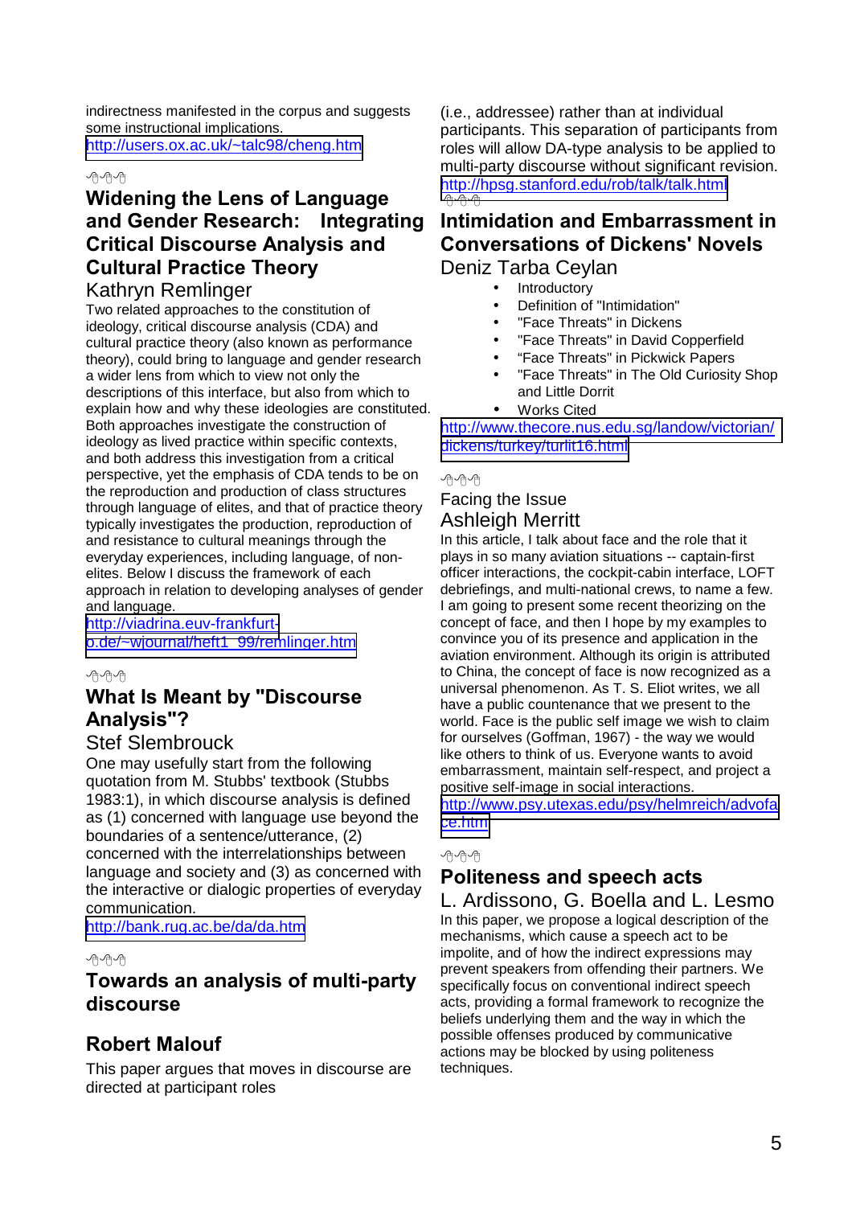indirectness manifested in the corpus and suggests some instructional implications.
http://users.ox.ac.uk/~talc98/cheng.htm

## Widening the Lens of Language and Gender Research: Integrating Critical Discourse Analysis and Cultural Practice Theory

Kathryn Remlinger

Two related approaches to the constitution of ideology, critical discourse analysis (CDA) and cultural practice theory (also known as performance theory), could bring to language and gender research a wider lens from which to view not only the descriptions of this interface, but also from which to explain how and why these ideologies are constituted. Both approaches investigate the construction of ideology as lived practice within specific contexts, and both address this investigation from a critical perspective, yet the emphasis of CDA tends to be on the reproduction and production of class structures through language of elites, and that of practice theory typically investigates the production, reproduction of and resistance to cultural meanings through the everyday experiences, including language, of non-elites. Below I discuss the framework of each approach in relation to developing analyses of gender and language.
http://viadrina.euv-frankfurt-o.de/~wjournal/heft1_99/remlinger.htm

## What Is Meant by "Discourse Analysis"?

Stef Slembrouck

One may usefully start from the following quotation from M. Stubbs' textbook (Stubbs 1983:1), in which discourse analysis is defined as (1) concerned with language use beyond the boundaries of a sentence/utterance, (2) concerned with the interrelationships between language and society and (3) as concerned with the interactive or dialogic properties of everyday communication.
http://bank.rug.ac.be/da/da.htm

## Towards an analysis of multi-party discourse

**Robert Malouf**

This paper argues that moves in discourse are directed at participant roles (i.e., addressee) rather than at individual participants. This separation of participants from roles will allow DA-type analysis to be applied to multi-party discourse without significant revision.
http://hpsg.stanford.edu/rob/talk/talk.html

## Intimidation and Embarrassment in Conversations of Dickens' Novels

Deniz Tarba Ceylan

- Introductory
- Definition of "Intimidation"
- "Face Threats" in Dickens
- "Face Threats" in David Copperfield
- “Face Threats” in Pickwick Papers
- "Face Threats" in The Old Curiosity Shop and Little Dorrit
- Works Cited

http://www.thecore.nus.edu.sg/landow/victorian/dickens/turkey/turlit16.html

Facing the Issue

Ashleigh Merritt

In this article, I talk about face and the role that it plays in so many aviation situations -- captain-first officer interactions, the cockpit-cabin interface, LOFT debriefings, and multi-national crews, to name a few. I am going to present some recent theorizing on the concept of face, and then I hope by my examples to convince you of its presence and application in the aviation environment. Although its origin is attributed to China, the concept of face is now recognized as a universal phenomenon. As T. S. Eliot writes, we all have a public countenance that we present to the world. Face is the public self image we wish to claim for ourselves (Goffman, 1967) - the way we would like others to think of us. Everyone wants to avoid embarrassment, maintain self-respect, and project a positive self-image in social interactions.
http://www.psy.utexas.edu/psy/helmreich/advoface.htm

## Politeness and speech acts

L. Ardissono, G. Boella and L. Lesmo

In this paper, we propose a logical description of the mechanisms, which cause a speech act to be impolite, and of how the indirect expressions may prevent speakers from offending their partners. We specifically focus on conventional indirect speech acts, providing a formal framework to recognize the beliefs underlying them and the way in which the possible offenses produced by communicative actions may be blocked by using politeness techniques.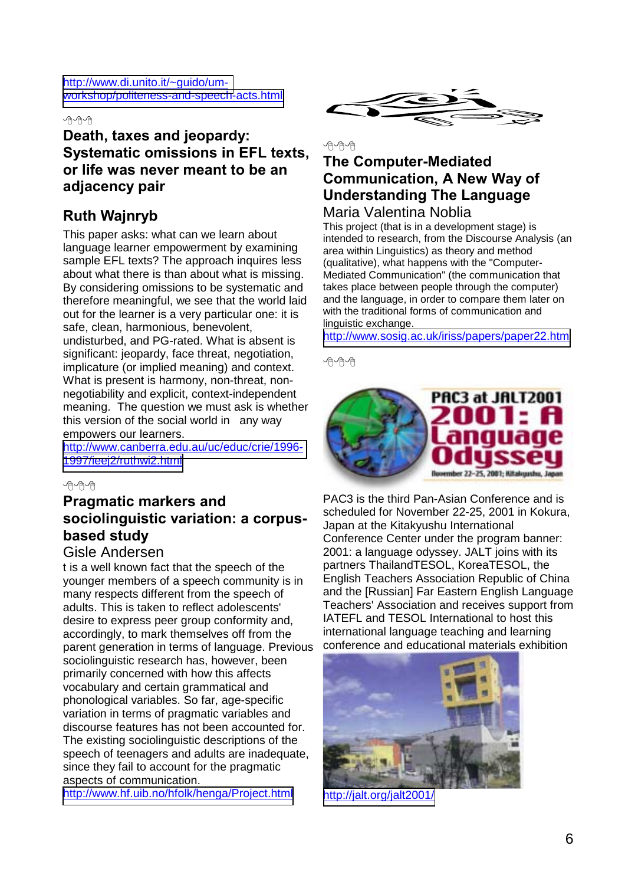http://www.di.unito.it/~guido/um-workshop/politeness-and-speech-acts.html

### Death, taxes and jeopardy: Systematic omissions in EFL texts, or life was never meant to be an adjacency pair

### Ruth Wajnryb

This paper asks: what can we learn about language learner empowerment by examining sample EFL texts? The approach inquires less about what there is than about what is missing. By considering omissions to be systematic and therefore meaningful, we see that the world laid out for the learner is a very particular one: it is safe, clean, harmonious, benevolent, undisturbed, and PG-rated. What is absent is significant: jeopardy, face threat, negotiation, implicature (or implied meaning) and context. What is present is harmony, non-threat, non-negotiability and explicit, context-independent meaning. The question we must ask is whether this version of the social world in any way empowers our learners.

http://www.canberra.edu.au/uc/educ/crie/1996-1997/ieej2/ruthwi2.html

### Pragmatic markers and sociolinguistic variation: a corpus-based study

Gisle Andersen

t is a well known fact that the speech of the younger members of a speech community is in many respects different from the speech of adults. This is taken to reflect adolescents' desire to express peer group conformity and, accordingly, to mark themselves off from the parent generation in terms of language. Previous sociolinguistic research has, however, been primarily concerned with how this affects vocabulary and certain grammatical and phonological variables. So far, age-specific variation in terms of pragmatic variables and discourse features has not been accounted for. The existing sociolinguistic descriptions of the speech of teenagers and adults are inadequate, since they fail to account for the pragmatic aspects of communication.

http://www.hf.uib.no/hfolk/henga/Project.html

### The Computer-Mediated Communication, A New Way of Understanding The Language

Maria Valentina Noblia

This project (that is in a development stage) is intended to research, from the Discourse Analysis (an area within Linguistics) as theory and method (qualitative), what happens with the "Computer-Mediated Communication" (the communication that takes place between people through the computer) and the language, in order to compare them later on with the traditional forms of communication and linguistic exchange.

http://www.sosig.ac.uk/iriss/papers/paper22.htm

PAC3 at JALT2001
2001: A Language Odyssey
November 22-25, 2001; Kitakyushu, Japan

PAC3 is the third Pan-Asian Conference and is scheduled for November 22-25, 2001 in Kokura, Japan at the Kitakyushu International Conference Center under the program banner: 2001: a language odyssey. JALT joins with its partners ThailandTESOL, KoreaTESOL, the English Teachers Association Republic of China and the [Russian] Far Eastern English Language Teachers' Association and receives support from IATEFL and TESOL International to host this international language teaching and learning conference and educational materials exhibition

http://jalt.org/jalt2001/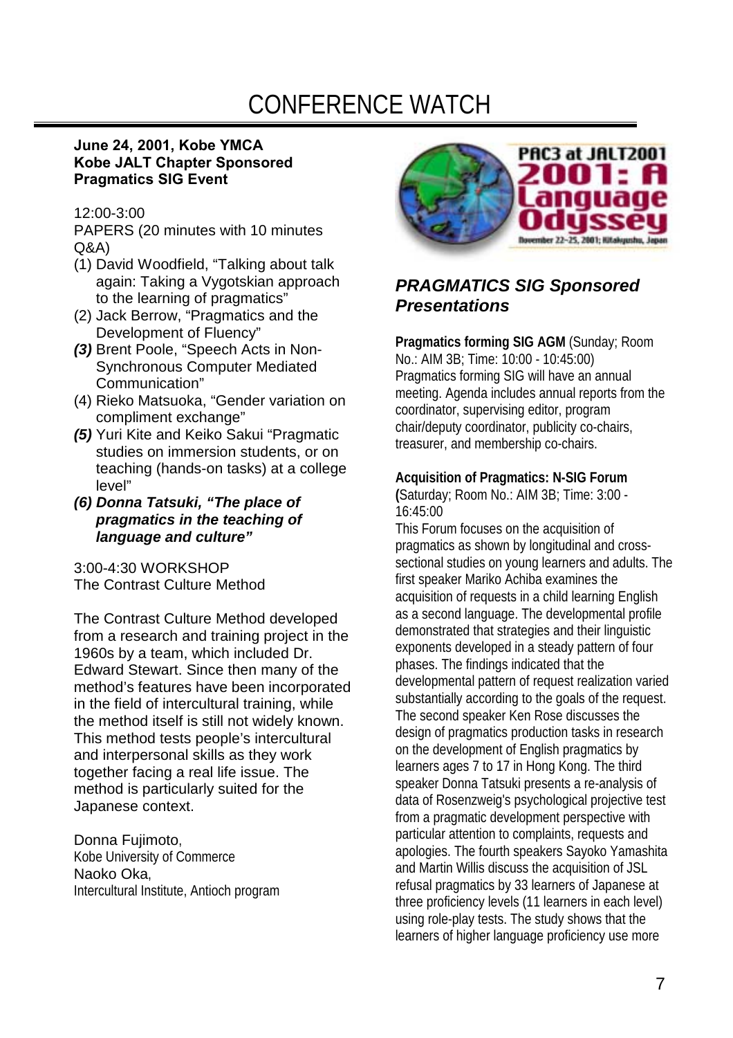# CONFERENCE WATCH

**June 24, 2001, Kobe YMCA**
**Kobe JALT Chapter Sponsored**
**Pragmatics SIG Event**

12:00-3:00
PAPERS (20 minutes with 10 minutes Q&A)

(1) David Woodfield, "Talking about talk again: Taking a Vygotskian approach to the learning of pragmatics"
(2) Jack Berrow, "Pragmatics and the Development of Fluency"
***(3)*** Brent Poole, "Speech Acts in Non-Synchronous Computer Mediated Communication"
(4) Rieko Matsuoka, "Gender variation on compliment exchange"
***(5)*** Yuri Kite and Keiko Sakui "Pragmatic studies on immersion students, or on teaching (hands-on tasks) at a college level"
***(6) Donna Tatsuki, "The place of pragmatics in the teaching of language and culture"***

3:00-4:30 WORKSHOP
The Contrast Culture Method

The Contrast Culture Method developed from a research and training project in the 1960s by a team, which included Dr. Edward Stewart. Since then many of the method's features have been incorporated in the field of intercultural training, while the method itself is still not widely known. This method tests people's intercultural and interpersonal skills as they work together facing a real life issue. The method is particularly suited for the Japanese context.

Donna Fujimoto,
Kobe University of Commerce
Naoko Oka,
Intercultural Institute, Antioch program

PAC3 at JALT2001
2001: A Language Odyssey
November 22–25, 2001; Kitakyushu, Japan

## *PRAGMATICS SIG Sponsored Presentations*

**Pragmatics forming SIG AGM** (Sunday; Room No.: AIM 3B; Time: 10:00 - 10:45:00)
Pragmatics forming SIG will have an annual meeting. Agenda includes annual reports from the coordinator, supervising editor, program chair/deputy coordinator, publicity co-chairs, treasurer, and membership co-chairs.

**Acquisition of Pragmatics: N-SIG Forum**
**(**Saturday; Room No.: AIM 3B; Time: 3:00 - 16:45:00
This Forum focuses on the acquisition of pragmatics as shown by longitudinal and cross-sectional studies on young learners and adults. The first speaker Mariko Achiba examines the acquisition of requests in a child learning English as a second language. The developmental profile demonstrated that strategies and their linguistic exponents developed in a steady pattern of four phases. The findings indicated that the developmental pattern of request realization varied substantially according to the goals of the request. The second speaker Ken Rose discusses the design of pragmatics production tasks in research on the development of English pragmatics by learners ages 7 to 17 in Hong Kong. The third speaker Donna Tatsuki presents a re-analysis of data of Rosenzweig's psychological projective test from a pragmatic development perspective with particular attention to complaints, requests and apologies. The fourth speakers Sayoko Yamashita and Martin Willis discuss the acquisition of JSL refusal pragmatics by 33 learners of Japanese at three proficiency levels (11 learners in each level) using role-play tests. The study shows that the learners of higher language proficiency use more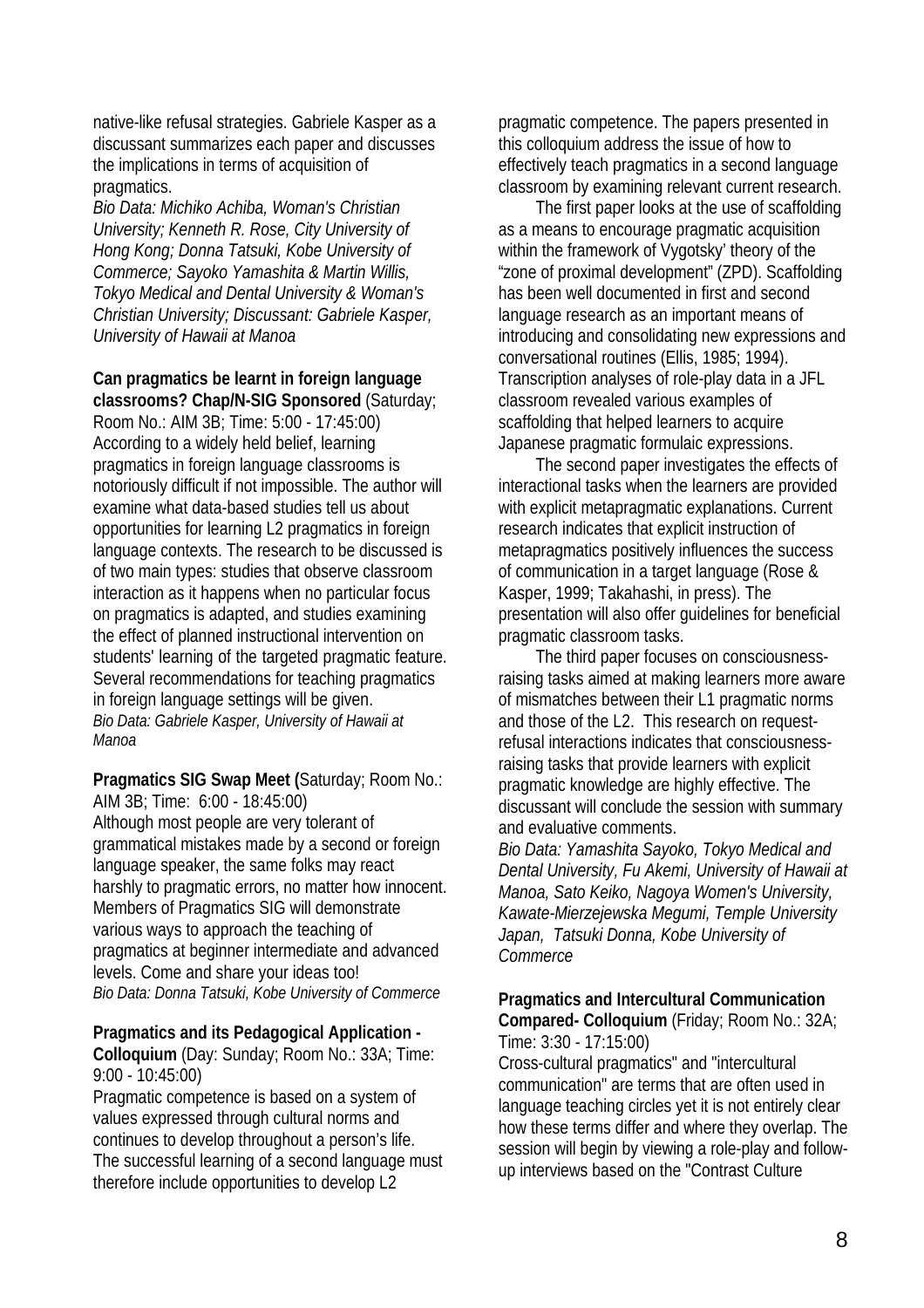native-like refusal strategies. Gabriele Kasper as a discussant summarizes each paper and discusses the implications in terms of acquisition of pragmatics.

*Bio Data: Michiko Achiba, Woman's Christian University; Kenneth R. Rose, City University of Hong Kong; Donna Tatsuki, Kobe University of Commerce; Sayoko Yamashita & Martin Willis, Tokyo Medical and Dental University & Woman's Christian University; Discussant: Gabriele Kasper, University of Hawaii at Manoa*

**Can pragmatics be learnt in foreign language classrooms? Chap/N-SIG Sponsored** (Saturday; Room No.: AIM 3B; Time: 5:00 - 17:45:00)

According to a widely held belief, learning pragmatics in foreign language classrooms is notoriously difficult if not impossible. The author will examine what data-based studies tell us about opportunities for learning L2 pragmatics in foreign language contexts. The research to be discussed is of two main types: studies that observe classroom interaction as it happens when no particular focus on pragmatics is adapted, and studies examining the effect of planned instructional intervention on students' learning of the targeted pragmatic feature. Several recommendations for teaching pragmatics in foreign language settings will be given.

*Bio Data: Gabriele Kasper, University of Hawaii at Manoa*

**Pragmatics SIG Swap Meet (**Saturday; Room No.: AIM 3B; Time: 6:00 - 18:45:00)

Although most people are very tolerant of grammatical mistakes made by a second or foreign language speaker, the same folks may react harshly to pragmatic errors, no matter how innocent. Members of Pragmatics SIG will demonstrate various ways to approach the teaching of pragmatics at beginner intermediate and advanced levels. Come and share your ideas too!

*Bio Data: Donna Tatsuki, Kobe University of Commerce*

**Pragmatics and its Pedagogical Application - Colloquium** (Day: Sunday; Room No.: 33A; Time: 9:00 - 10:45:00)

Pragmatic competence is based on a system of values expressed through cultural norms and continues to develop throughout a person's life. The successful learning of a second language must therefore include opportunities to develop L2 pragmatic competence. The papers presented in this colloquium address the issue of how to effectively teach pragmatics in a second language classroom by examining relevant current research.

The first paper looks at the use of scaffolding as a means to encourage pragmatic acquisition within the framework of Vygotsky' theory of the "zone of proximal development" (ZPD). Scaffolding has been well documented in first and second language research as an important means of introducing and consolidating new expressions and conversational routines (Ellis, 1985; 1994). Transcription analyses of role-play data in a JFL classroom revealed various examples of scaffolding that helped learners to acquire Japanese pragmatic formulaic expressions.

The second paper investigates the effects of interactional tasks when the learners are provided with explicit metapragmatic explanations. Current research indicates that explicit instruction of metapragmatics positively influences the success of communication in a target language (Rose & Kasper, 1999; Takahashi, in press). The presentation will also offer guidelines for beneficial pragmatic classroom tasks.

The third paper focuses on consciousness-raising tasks aimed at making learners more aware of mismatches between their L1 pragmatic norms and those of the L2. This research on request-refusal interactions indicates that consciousness-raising tasks that provide learners with explicit pragmatic knowledge are highly effective. The discussant will conclude the session with summary and evaluative comments.

*Bio Data: Yamashita Sayoko, Tokyo Medical and Dental University, Fu Akemi, University of Hawaii at Manoa, Sato Keiko, Nagoya Women's University, Kawate-Mierzejewska Megumi, Temple University Japan, Tatsuki Donna, Kobe University of Commerce*

**Pragmatics and Intercultural Communication Compared- Colloquium** (Friday; Room No.: 32A; Time: 3:30 - 17:15:00)

Cross-cultural pragmatics" and "intercultural communication" are terms that are often used in language teaching circles yet it is not entirely clear how these terms differ and where they overlap. The session will begin by viewing a role-play and follow-up interviews based on the "Contrast Culture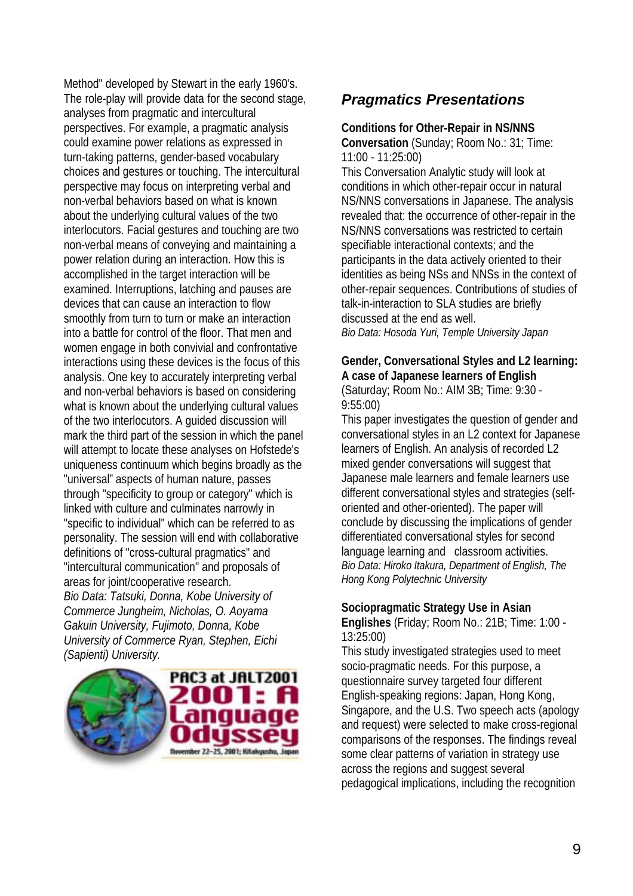Method" developed by Stewart in the early 1960's. The role-play will provide data for the second stage, analyses from pragmatic and intercultural perspectives. For example, a pragmatic analysis could examine power relations as expressed in turn-taking patterns, gender-based vocabulary choices and gestures or touching. The intercultural perspective may focus on interpreting verbal and non-verbal behaviors based on what is known about the underlying cultural values of the two interlocutors. Facial gestures and touching are two non-verbal means of conveying and maintaining a power relation during an interaction. How this is accomplished in the target interaction will be examined. Interruptions, latching and pauses are devices that can cause an interaction to flow smoothly from turn to turn or make an interaction into a battle for control of the floor. That men and women engage in both convivial and confrontative interactions using these devices is the focus of this analysis. One key to accurately interpreting verbal and non-verbal behaviors is based on considering what is known about the underlying cultural values of the two interlocutors. A guided discussion will mark the third part of the session in which the panel will attempt to locate these analyses on Hofstede's uniqueness continuum which begins broadly as the "universal" aspects of human nature, passes through "specificity to group or category" which is linked with culture and culminates narrowly in "specific to individual" which can be referred to as personality. The session will end with collaborative definitions of "cross-cultural pragmatics" and "intercultural communication" and proposals of areas for joint/cooperative research.
*Bio Data: Tatsuki, Donna, Kobe University of Commerce Jungheim, Nicholas, O. Aoyama Gakuin University, Fujimoto, Donna, Kobe University of Commerce Ryan, Stephen, Eichi (Sapienti) University.*

PAC3 at JALT2001
2001: A Language Odyssey
November 22–25, 2001; Kitakyushu, Japan

## *Pragmatics Presentations*

**Conditions for Other-Repair in NS/NNS Conversation** (Sunday; Room No.: 31; Time: 11:00 - 11:25:00)
This Conversation Analytic study will look at conditions in which other-repair occur in natural NS/NNS conversations in Japanese. The analysis revealed that: the occurrence of other-repair in the NS/NNS conversations was restricted to certain specifiable interactional contexts; and the participants in the data actively oriented to their identities as being NSs and NNSs in the context of other-repair sequences. Contributions of studies of talk-in-interaction to SLA studies are briefly discussed at the end as well.
*Bio Data: Hosoda Yuri, Temple University Japan*

**Gender, Conversational Styles and L2 learning: A case of Japanese learners of English** (Saturday; Room No.: AIM 3B; Time: 9:30 - 9:55:00)
This paper investigates the question of gender and conversational styles in an L2 context for Japanese learners of English. An analysis of recorded L2 mixed gender conversations will suggest that Japanese male learners and female learners use different conversational styles and strategies (self-oriented and other-oriented). The paper will conclude by discussing the implications of gender differentiated conversational styles for second language learning and classroom activities.
*Bio Data: Hiroko Itakura, Department of English, The Hong Kong Polytechnic University*

**Sociopragmatic Strategy Use in Asian Englishes** (Friday; Room No.: 21B; Time: 1:00 - 13:25:00)
This study investigated strategies used to meet socio-pragmatic needs. For this purpose, a questionnaire survey targeted four different English-speaking regions: Japan, Hong Kong, Singapore, and the U.S. Two speech acts (apology and request) were selected to make cross-regional comparisons of the responses. The findings reveal some clear patterns of variation in strategy use across the regions and suggest several pedagogical implications, including the recognition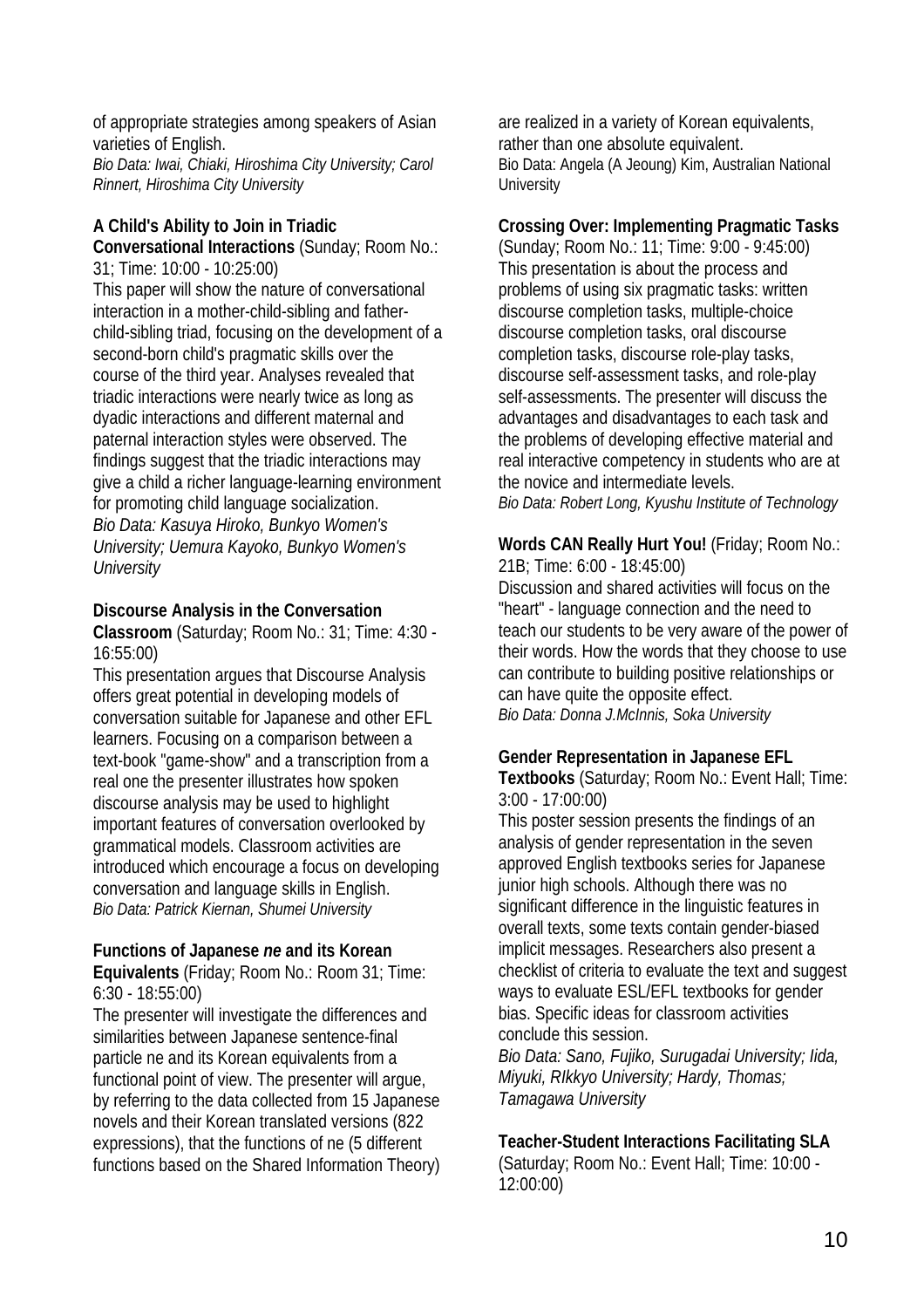of appropriate strategies among speakers of Asian varieties of English.
*Bio Data: Iwai, Chiaki, Hiroshima City University; Carol Rinnert, Hiroshima City University*

**A Child's Ability to Join in Triadic Conversational Interactions** (Sunday; Room No.: 31; Time: 10:00 - 10:25:00)
This paper will show the nature of conversational interaction in a mother-child-sibling and father-child-sibling triad, focusing on the development of a second-born child's pragmatic skills over the course of the third year. Analyses revealed that triadic interactions were nearly twice as long as dyadic interactions and different maternal and paternal interaction styles were observed. The findings suggest that the triadic interactions may give a child a richer language-learning environment for promoting child language socialization.
*Bio Data: Kasuya Hiroko, Bunkyo Women's University; Uemura Kayoko, Bunkyo Women's University*

**Discourse Analysis in the Conversation Classroom** (Saturday; Room No.: 31; Time: 4:30 - 16:55:00)
This presentation argues that Discourse Analysis offers great potential in developing models of conversation suitable for Japanese and other EFL learners. Focusing on a comparison between a text-book "game-show" and a transcription from a real one the presenter illustrates how spoken discourse analysis may be used to highlight important features of conversation overlooked by grammatical models. Classroom activities are introduced which encourage a focus on developing conversation and language skills in English.
*Bio Data: Patrick Kiernan, Shumei University*

**Functions of Japanese *ne* and its Korean Equivalents** (Friday; Room No.: Room 31; Time: 6:30 - 18:55:00)
The presenter will investigate the differences and similarities between Japanese sentence-final particle ne and its Korean equivalents from a functional point of view. The presenter will argue, by referring to the data collected from 15 Japanese novels and their Korean translated versions (822 expressions), that the functions of ne (5 different functions based on the Shared Information Theory) are realized in a variety of Korean equivalents, rather than one absolute equivalent.
Bio Data: Angela (A Jeoung) Kim, Australian National University

**Crossing Over: Implementing Pragmatic Tasks** (Sunday; Room No.: 11; Time: 9:00 - 9:45:00)
This presentation is about the process and problems of using six pragmatic tasks: written discourse completion tasks, multiple-choice discourse completion tasks, oral discourse completion tasks, discourse role-play tasks, discourse self-assessment tasks, and role-play self-assessments. The presenter will discuss the advantages and disadvantages to each task and the problems of developing effective material and real interactive competency in students who are at the novice and intermediate levels.
*Bio Data: Robert Long, Kyushu Institute of Technology*

**Words CAN Really Hurt You!** (Friday; Room No.: 21B; Time: 6:00 - 18:45:00)
Discussion and shared activities will focus on the "heart" - language connection and the need to teach our students to be very aware of the power of their words. How the words that they choose to use can contribute to building positive relationships or can have quite the opposite effect.
*Bio Data: Donna J.McInnis, Soka University*

**Gender Representation in Japanese EFL Textbooks** (Saturday; Room No.: Event Hall; Time: 3:00 - 17:00:00)
This poster session presents the findings of an analysis of gender representation in the seven approved English textbooks series for Japanese junior high schools. Although there was no significant difference in the linguistic features in overall texts, some texts contain gender-biased implicit messages. Researchers also present a checklist of criteria to evaluate the text and suggest ways to evaluate ESL/EFL textbooks for gender bias. Specific ideas for classroom activities conclude this session.
*Bio Data: Sano, Fujiko, Surugadai University; Iida, Miyuki, RIkkyo University; Hardy, Thomas; Tamagawa University*

**Teacher-Student Interactions Facilitating SLA** (Saturday; Room No.: Event Hall; Time: 10:00 - 12:00:00)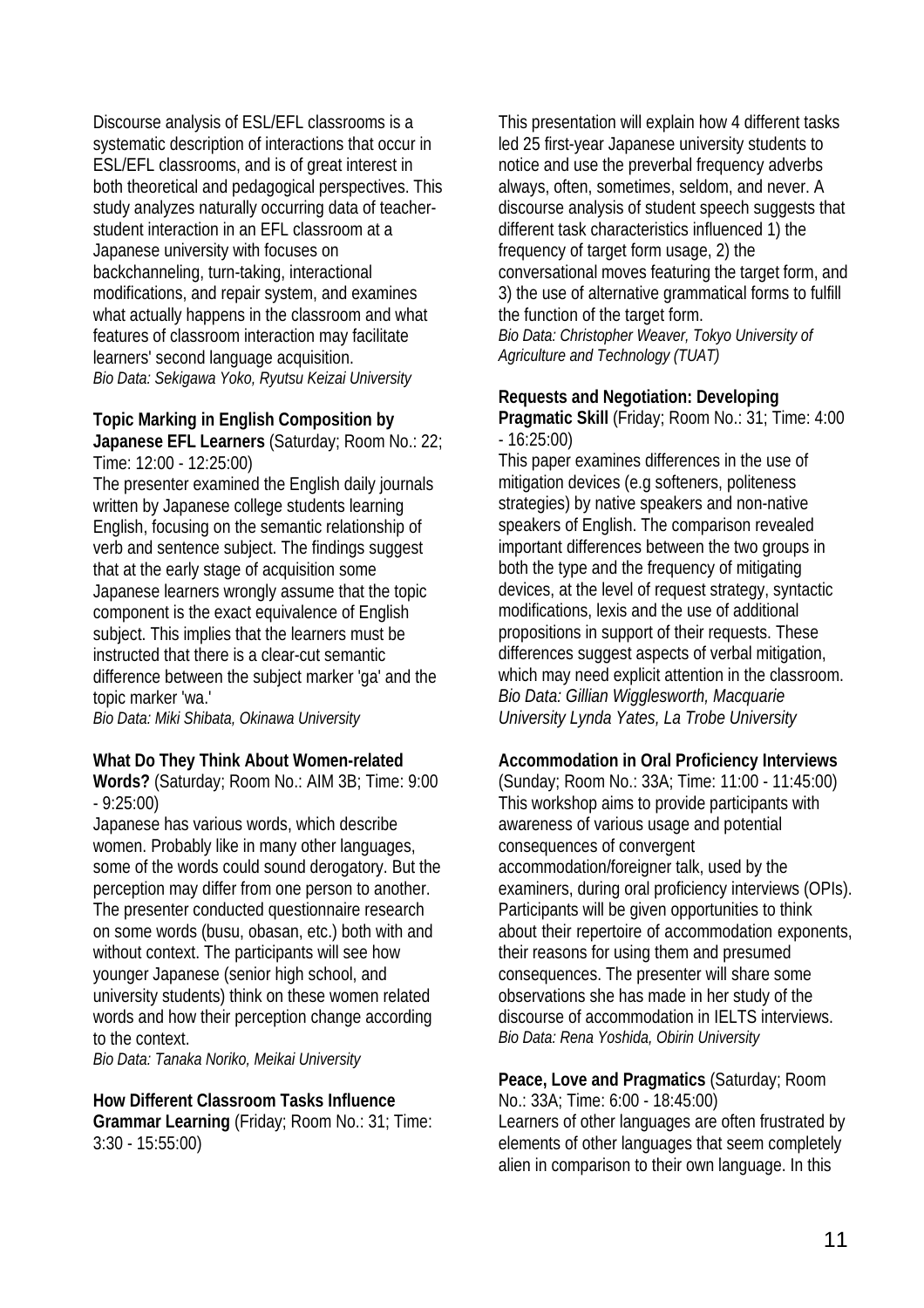Discourse analysis of ESL/EFL classrooms is a systematic description of interactions that occur in ESL/EFL classrooms, and is of great interest in both theoretical and pedagogical perspectives. This study analyzes naturally occurring data of teacher-student interaction in an EFL classroom at a Japanese university with focuses on backchanneling, turn-taking, interactional modifications, and repair system, and examines what actually happens in the classroom and what features of classroom interaction may facilitate learners' second language acquisition.
*Bio Data: Sekigawa Yoko, Ryutsu Keizai University*

**Topic Marking in English Composition by Japanese EFL Learners** (Saturday; Room No.: 22; Time: 12:00 - 12:25:00)
The presenter examined the English daily journals written by Japanese college students learning English, focusing on the semantic relationship of verb and sentence subject. The findings suggest that at the early stage of acquisition some Japanese learners wrongly assume that the topic component is the exact equivalence of English subject. This implies that the learners must be instructed that there is a clear-cut semantic difference between the subject marker 'ga' and the topic marker 'wa.'
*Bio Data: Miki Shibata, Okinawa University*

**What Do They Think About Women-related Words?** (Saturday; Room No.: AIM 3B; Time: 9:00 - 9:25:00)
Japanese has various words, which describe women. Probably like in many other languages, some of the words could sound derogatory. But the perception may differ from one person to another. The presenter conducted questionnaire research on some words (busu, obasan, etc.) both with and without context. The participants will see how younger Japanese (senior high school, and university students) think on these women related words and how their perception change according to the context.
*Bio Data: Tanaka Noriko, Meikai University*

**How Different Classroom Tasks Influence Grammar Learning** (Friday; Room No.: 31; Time: 3:30 - 15:55:00)
This presentation will explain how 4 different tasks led 25 first-year Japanese university students to notice and use the preverbal frequency adverbs always, often, sometimes, seldom, and never. A discourse analysis of student speech suggests that different task characteristics influenced 1) the frequency of target form usage, 2) the conversational moves featuring the target form, and 3) the use of alternative grammatical forms to fulfill the function of the target form.
*Bio Data: Christopher Weaver, Tokyo University of Agriculture and Technology (TUAT)*

**Requests and Negotiation: Developing Pragmatic Skill** (Friday; Room No.: 31; Time: 4:00 - 16:25:00)
This paper examines differences in the use of mitigation devices (e.g softeners, politeness strategies) by native speakers and non-native speakers of English. The comparison revealed important differences between the two groups in both the type and the frequency of mitigating devices, at the level of request strategy, syntactic modifications, lexis and the use of additional propositions in support of their requests. These differences suggest aspects of verbal mitigation, which may need explicit attention in the classroom.
*Bio Data: Gillian Wigglesworth, Macquarie University Lynda Yates, La Trobe University*

**Accommodation in Oral Proficiency Interviews** (Sunday; Room No.: 33A; Time: 11:00 - 11:45:00)
This workshop aims to provide participants with awareness of various usage and potential consequences of convergent accommodation/foreigner talk, used by the examiners, during oral proficiency interviews (OPIs). Participants will be given opportunities to think about their repertoire of accommodation exponents, their reasons for using them and presumed consequences. The presenter will share some observations she has made in her study of the discourse of accommodation in IELTS interviews.
*Bio Data: Rena Yoshida, Obirin University*

**Peace, Love and Pragmatics** (Saturday; Room No.: 33A; Time: 6:00 - 18:45:00)
Learners of other languages are often frustrated by elements of other languages that seem completely alien in comparison to their own language. In this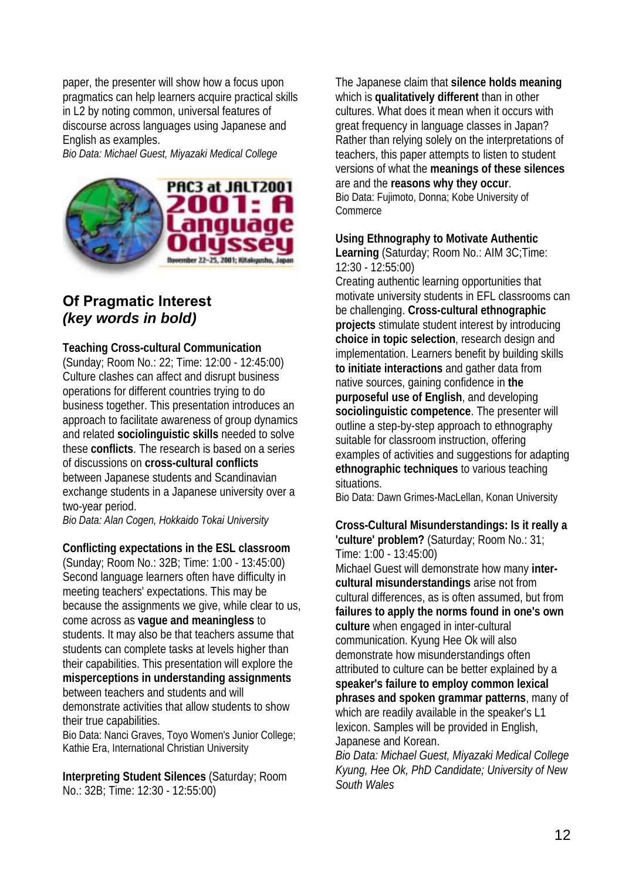paper, the presenter will show how a focus upon pragmatics can help learners acquire practical skills in L2 by noting common, universal features of discourse across languages using Japanese and English as examples.
*Bio Data: Michael Guest, Miyazaki Medical College*

PAC3 at JALT2001
2001: A Language Odyssey
November 22-25, 2001; Kitakyushu, Japan

## Of Pragmatic Interest *(key words in bold)*

**Teaching Cross-cultural Communication** (Sunday; Room No.: 22; Time: 12:00 - 12:45:00)
Culture clashes can affect and disrupt business operations for different countries trying to do business together. This presentation introduces an approach to facilitate awareness of group dynamics and related **sociolinguistic skills** needed to solve these **conflicts**. The research is based on a series of discussions on **cross-cultural conflicts** between Japanese students and Scandinavian exchange students in a Japanese university over a two-year period.
*Bio Data: Alan Cogen, Hokkaido Tokai University*

**Conflicting expectations in the ESL classroom** (Sunday; Room No.: 32B; Time: 1:00 - 13:45:00)
Second language learners often have difficulty in meeting teachers' expectations. This may be because the assignments we give, while clear to us, come across as **vague and meaningless** to students. It may also be that teachers assume that students can complete tasks at levels higher than their capabilities. This presentation will explore the **misperceptions in understanding assignments** between teachers and students and will demonstrate activities that allow students to show their true capabilities.
Bio Data: Nanci Graves, Toyo Women's Junior College; Kathie Era, International Christian University

**Interpreting Student Silences** (Saturday; Room No.: 32B; Time: 12:30 - 12:55:00)
The Japanese claim that **silence holds meaning** which is **qualitatively different** than in other cultures. What does it mean when it occurs with great frequency in language classes in Japan? Rather than relying solely on the interpretations of teachers, this paper attempts to listen to student versions of what the **meanings of these silences** are and the **reasons why they occur**.
Bio Data: Fujimoto, Donna; Kobe University of Commerce

**Using Ethnography to Motivate Authentic Learning** (Saturday; Room No.: AIM 3C;Time: 12:30 - 12:55:00)
Creating authentic learning opportunities that motivate university students in EFL classrooms can be challenging. **Cross-cultural ethnographic projects** stimulate student interest by introducing **choice in topic selection**, research design and implementation. Learners benefit by building skills **to initiate interactions** and gather data from native sources, gaining confidence in **the purposeful use of English**, and developing **sociolinguistic competence**. The presenter will outline a step-by-step approach to ethnography suitable for classroom instruction, offering examples of activities and suggestions for adapting **ethnographic techniques** to various teaching situations.
Bio Data: Dawn Grimes-MacLellan, Konan University

**Cross-Cultural Misunderstandings: Is it really a 'culture' problem?** (Saturday; Room No.: 31; Time: 1:00 - 13:45:00)
Michael Guest will demonstrate how many **inter-cultural misunderstandings** arise not from cultural differences, as is often assumed, but from **failures to apply the norms found in one's own culture** when engaged in inter-cultural communication. Kyung Hee Ok will also demonstrate how misunderstandings often attributed to culture can be better explained by a **speaker's failure to employ common lexical phrases and spoken grammar patterns**, many of which are readily available in the speaker's L1 lexicon. Samples will be provided in English, Japanese and Korean.
*Bio Data: Michael Guest, Miyazaki Medical College*
*Kyung, Hee Ok, PhD Candidate; University of New South Wales*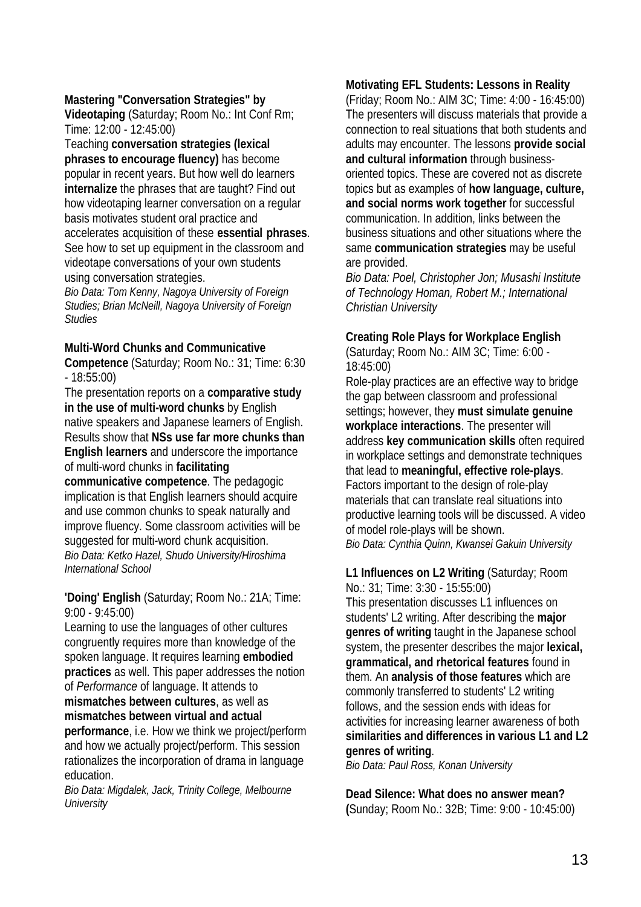**Mastering "Conversation Strategies" by Videotaping** (Saturday; Room No.: Int Conf Rm; Time: 12:00 - 12:45:00)

Teaching **conversation strategies (lexical phrases to encourage fluency)** has become popular in recent years. But how well do learners **internalize** the phrases that are taught? Find out how videotaping learner conversation on a regular basis motivates student oral practice and accelerates acquisition of these **essential phrases**. See how to set up equipment in the classroom and videotape conversations of your own students using conversation strategies.

*Bio Data: Tom Kenny, Nagoya University of Foreign Studies; Brian McNeill, Nagoya University of Foreign Studies*

**Multi-Word Chunks and Communicative Competence** (Saturday; Room No.: 31; Time: 6:30 - 18:55:00)

The presentation reports on a **comparative study in the use of multi-word chunks** by English native speakers and Japanese learners of English. Results show that **NSs use far more chunks than English learners** and underscore the importance of multi-word chunks in **facilitating communicative competence**. The pedagogic implication is that English learners should acquire and use common chunks to speak naturally and improve fluency. Some classroom activities will be suggested for multi-word chunk acquisition.

*Bio Data: Ketko Hazel, Shudo University/Hiroshima International School*

**'Doing' English** (Saturday; Room No.: 21A; Time: 9:00 - 9:45:00)

Learning to use the languages of other cultures congruently requires more than knowledge of the spoken language. It requires learning **embodied practices** as well. This paper addresses the notion of *Performance* of language. It attends to **mismatches between cultures**, as well as **mismatches between virtual and actual performance**, i.e. How we think we project/perform and how we actually project/perform. This session rationalizes the incorporation of drama in language education.

*Bio Data: Migdalek, Jack, Trinity College, Melbourne University*

**Motivating EFL Students: Lessons in Reality** (Friday; Room No.: AIM 3C; Time: 4:00 - 16:45:00)

The presenters will discuss materials that provide a connection to real situations that both students and adults may encounter. The lessons **provide social and cultural information** through business-oriented topics. These are covered not as discrete topics but as examples of **how language, culture, and social norms work together** for successful communication. In addition, links between the business situations and other situations where the same **communication strategies** may be useful are provided.

*Bio Data: Poel, Christopher Jon; Musashi Institute of Technology Homan, Robert M.; International Christian University*

**Creating Role Plays for Workplace English** (Saturday; Room No.: AIM 3C; Time: 6:00 - 18:45:00)

Role-play practices are an effective way to bridge the gap between classroom and professional settings; however, they **must simulate genuine workplace interactions**. The presenter will address **key communication skills** often required in workplace settings and demonstrate techniques that lead to **meaningful, effective role-plays**. Factors important to the design of role-play materials that can translate real situations into productive learning tools will be discussed. A video of model role-plays will be shown.

*Bio Data: Cynthia Quinn, Kwansei Gakuin University*

**L1 Influences on L2 Writing** (Saturday; Room No.: 31; Time: 3:30 - 15:55:00)

This presentation discusses L1 influences on students' L2 writing. After describing the **major genres of writing** taught in the Japanese school system, the presenter describes the major **lexical, grammatical, and rhetorical features** found in them. An **analysis of those features** which are commonly transferred to students' L2 writing follows, and the session ends with ideas for activities for increasing learner awareness of both **similarities and differences in various L1 and L2 genres of writing**.

*Bio Data: Paul Ross, Konan University*

**Dead Silence: What does no answer mean? (**Sunday; Room No.: 32B; Time: 9:00 - 10:45:00)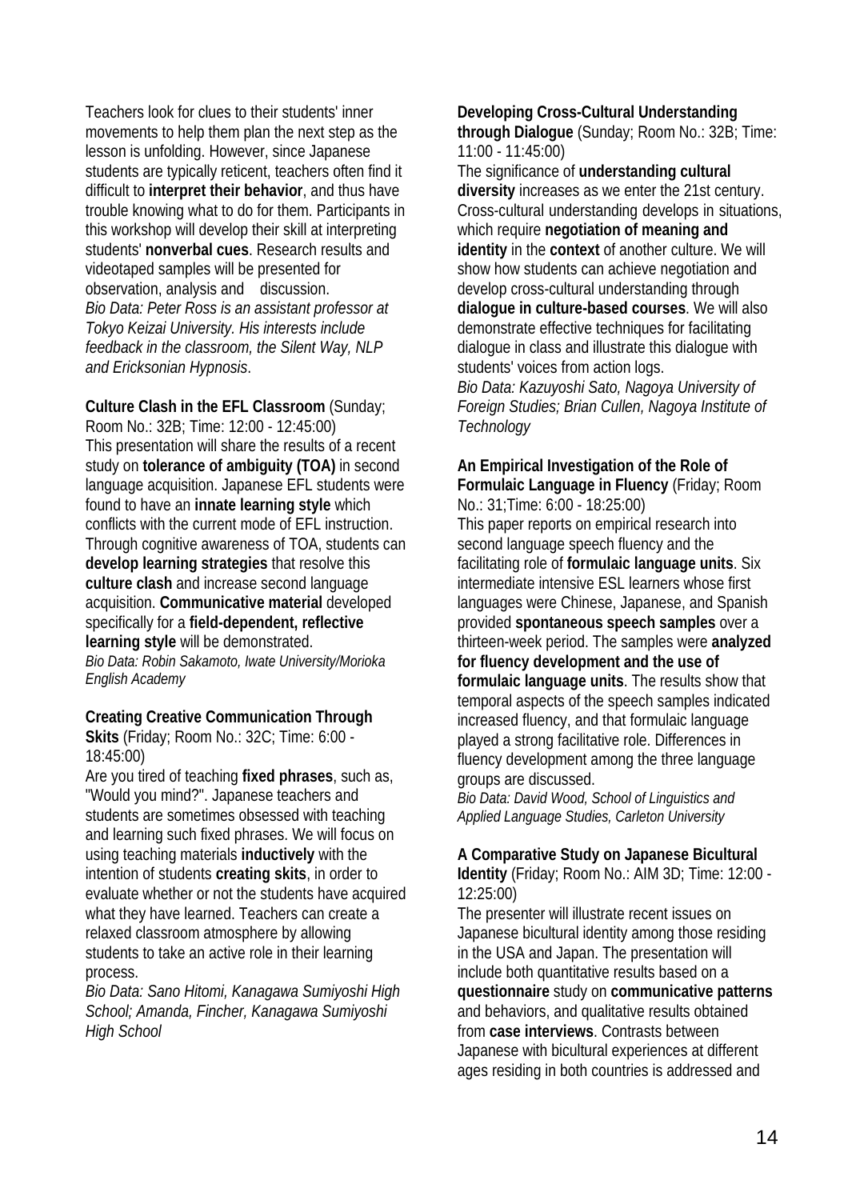Teachers look for clues to their students' inner movements to help them plan the next step as the lesson is unfolding. However, since Japanese students are typically reticent, teachers often find it difficult to **interpret their behavior**, and thus have trouble knowing what to do for them. Participants in this workshop will develop their skill at interpreting students' **nonverbal cues**. Research results and videotaped samples will be presented for observation, analysis and discussion.
*Bio Data: Peter Ross is an assistant professor at Tokyo Keizai University. His interests include feedback in the classroom, the Silent Way, NLP and Ericksonian Hypnosis*.

**Culture Clash in the EFL Classroom** (Sunday; Room No.: 32B; Time: 12:00 - 12:45:00)
This presentation will share the results of a recent study on **tolerance of ambiguity (TOA)** in second language acquisition. Japanese EFL students were found to have an **innate learning style** which conflicts with the current mode of EFL instruction. Through cognitive awareness of TOA, students can **develop learning strategies** that resolve this **culture clash** and increase second language acquisition. **Communicative material** developed specifically for a **field-dependent, reflective learning style** will be demonstrated.
*Bio Data: Robin Sakamoto, Iwate University/Morioka English Academy*

**Creating Creative Communication Through Skits** (Friday; Room No.: 32C; Time: 6:00 - 18:45:00)
Are you tired of teaching **fixed phrases**, such as, "Would you mind?". Japanese teachers and students are sometimes obsessed with teaching and learning such fixed phrases. We will focus on using teaching materials **inductively** with the intention of students **creating skits**, in order to evaluate whether or not the students have acquired what they have learned. Teachers can create a relaxed classroom atmosphere by allowing students to take an active role in their learning process.
*Bio Data: Sano Hitomi, Kanagawa Sumiyoshi High School; Amanda, Fincher, Kanagawa Sumiyoshi High School*

**Developing Cross-Cultural Understanding through Dialogue** (Sunday; Room No.: 32B; Time: 11:00 - 11:45:00)
The significance of **understanding cultural diversity** increases as we enter the 21st century. Cross-cultural understanding develops in situations, which require **negotiation of meaning and identity** in the **context** of another culture. We will show how students can achieve negotiation and develop cross-cultural understanding through **dialogue in culture-based courses**. We will also demonstrate effective techniques for facilitating dialogue in class and illustrate this dialogue with students' voices from action logs.
*Bio Data: Kazuyoshi Sato, Nagoya University of Foreign Studies; Brian Cullen, Nagoya Institute of Technology*

**An Empirical Investigation of the Role of Formulaic Language in Fluency** (Friday; Room No.: 31;Time: 6:00 - 18:25:00)
This paper reports on empirical research into second language speech fluency and the facilitating role of **formulaic language units**. Six intermediate intensive ESL learners whose first languages were Chinese, Japanese, and Spanish provided **spontaneous speech samples** over a thirteen-week period. The samples were **analyzed for fluency development and the use of formulaic language units**. The results show that temporal aspects of the speech samples indicated increased fluency, and that formulaic language played a strong facilitative role. Differences in fluency development among the three language groups are discussed.
*Bio Data: David Wood, School of Linguistics and Applied Language Studies, Carleton University*

**A Comparative Study on Japanese Bicultural Identity** (Friday; Room No.: AIM 3D; Time: 12:00 - 12:25:00)
The presenter will illustrate recent issues on Japanese bicultural identity among those residing in the USA and Japan. The presentation will include both quantitative results based on a **questionnaire** study on **communicative patterns** and behaviors, and qualitative results obtained from **case interviews**. Contrasts between Japanese with bicultural experiences at different ages residing in both countries is addressed and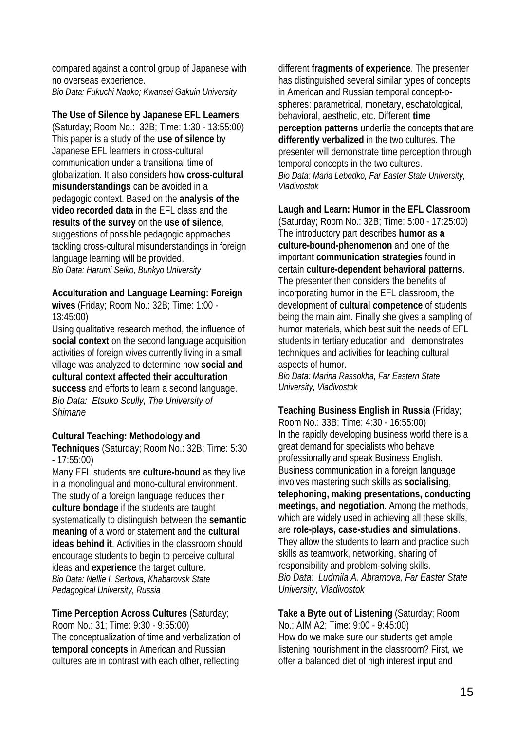compared against a control group of Japanese with no overseas experience.
*Bio Data: Fukuchi Naoko; Kwansei Gakuin University*

**The Use of Silence by Japanese EFL Learners** (Saturday; Room No.: 32B; Time: 1:30 - 13:55:00)
This paper is a study of the **use of silence** by Japanese EFL learners in cross-cultural communication under a transitional time of globalization. It also considers how **cross-cultural misunderstandings** can be avoided in a pedagogic context. Based on the **analysis of the video recorded data** in the EFL class and the **results of the survey** on the **use of silence**, suggestions of possible pedagogic approaches tackling cross-cultural misunderstandings in foreign language learning will be provided.
*Bio Data: Harumi Seiko, Bunkyo University*

**Acculturation and Language Learning: Foreign wives** (Friday; Room No.: 32B; Time: 1:00 - 13:45:00)
Using qualitative research method, the influence of **social context** on the second language acquisition activities of foreign wives currently living in a small village was analyzed to determine how **social and cultural context affected their acculturation success** and efforts to learn a second language.
*Bio Data: Etsuko Scully, The University of Shimane*

**Cultural Teaching: Methodology and Techniques** (Saturday; Room No.: 32B; Time: 5:30 - 17:55:00)
Many EFL students are **culture-bound** as they live in a monolingual and mono-cultural environment. The study of a foreign language reduces their **culture bondage** if the students are taught systematically to distinguish between the **semantic meaning** of a word or statement and the **cultural ideas behind it**. Activities in the classroom should encourage students to begin to perceive cultural ideas and **experience** the target culture.
*Bio Data: Nellie I. Serkova, Khabarovsk State Pedagogical University, Russia*

**Time Perception Across Cultures** (Saturday; Room No.: 31; Time: 9:30 - 9:55:00)
The conceptualization of time and verbalization of **temporal concepts** in American and Russian cultures are in contrast with each other, reflecting different **fragments of experience**. The presenter has distinguished several similar types of concepts in American and Russian temporal concept-o-spheres: parametrical, monetary, eschatological, behavioral, aesthetic, etc. Different **time perception patterns** underlie the concepts that are **differently verbalized** in the two cultures. The presenter will demonstrate time perception through temporal concepts in the two cultures.
*Bio Data: Maria Lebedko, Far Easter State University, Vladivostok*

**Laugh and Learn: Humor in the EFL Classroom** (Saturday; Room No.: 32B; Time: 5:00 - 17:25:00)
The introductory part describes **humor as a culture-bound-phenomenon** and one of the important **communication strategies** found in certain **culture-dependent behavioral patterns**. The presenter then considers the benefits of incorporating humor in the EFL classroom, the development of **cultural competence** of students being the main aim. Finally she gives a sampling of humor materials, which best suit the needs of EFL students in tertiary education and demonstrates techniques and activities for teaching cultural aspects of humor.
*Bio Data: Marina Rassokha, Far Eastern State University, Vladivostok*

**Teaching Business English in Russia** (Friday; Room No.: 33B; Time: 4:30 - 16:55:00)
In the rapidly developing business world there is a great demand for specialists who behave professionally and speak Business English. Business communication in a foreign language involves mastering such skills as **socialising**, **telephoning, making presentations, conducting meetings, and negotiation**. Among the methods, which are widely used in achieving all these skills, are **role-plays, case-studies and simulations**. They allow the students to learn and practice such skills as teamwork, networking, sharing of responsibility and problem-solving skills.
*Bio Data: Ludmila A. Abramova, Far Easter State University, Vladivostok*

**Take a Byte out of Listening** (Saturday; Room No.: AIM A2; Time: 9:00 - 9:45:00)
How do we make sure our students get ample listening nourishment in the classroom? First, we offer a balanced diet of high interest input and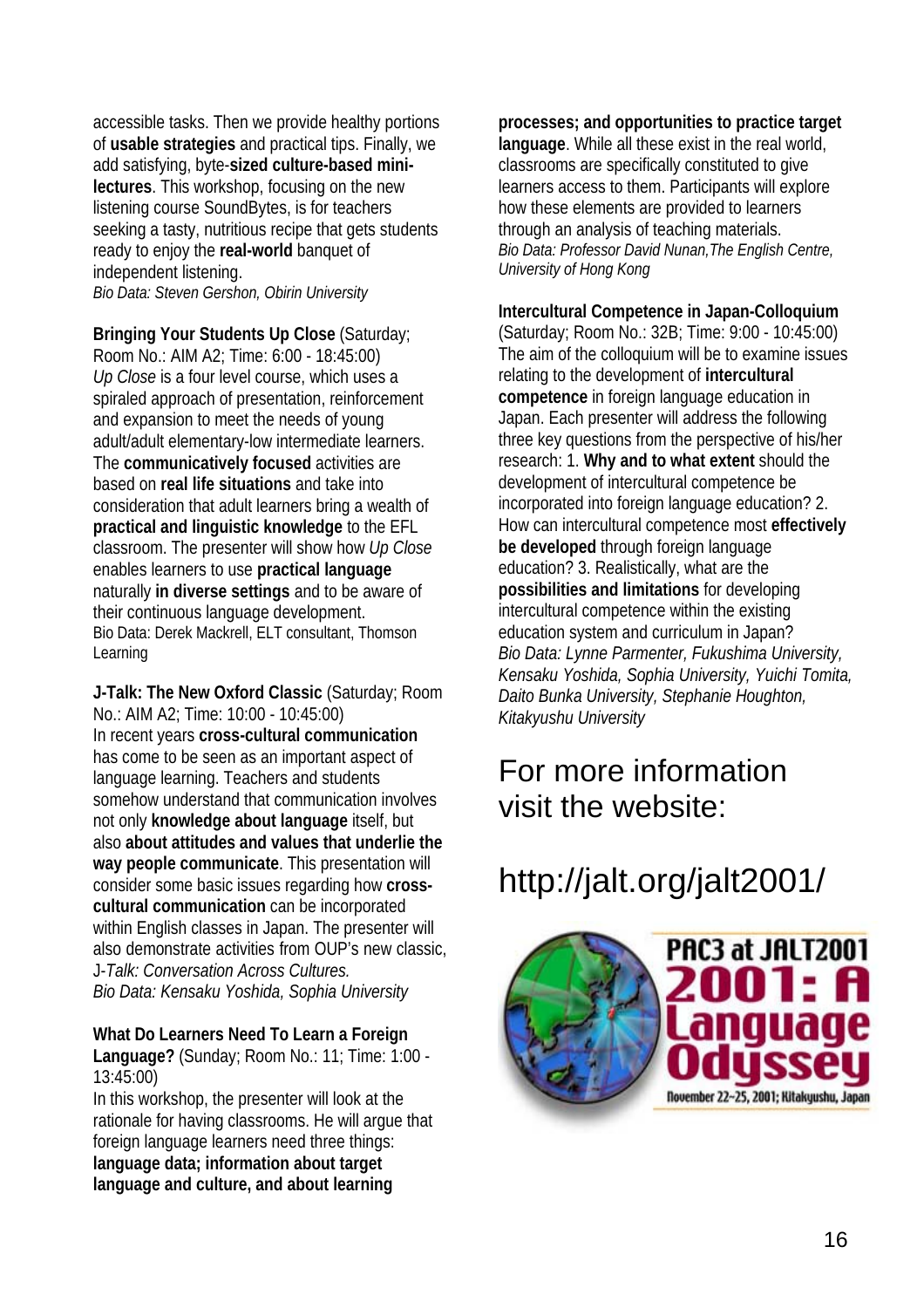accessible tasks. Then we provide healthy portions of **usable strategies** and practical tips. Finally, we add satisfying, byte-**sized culture-based mini-lectures**. This workshop, focusing on the new listening course SoundBytes, is for teachers seeking a tasty, nutritious recipe that gets students ready to enjoy the **real-world** banquet of independent listening.
*Bio Data: Steven Gershon, Obirin University*

**Bringing Your Students Up Close** (Saturday; Room No.: AIM A2; Time: 6:00 - 18:45:00)
*Up Close* is a four level course, which uses a spiraled approach of presentation, reinforcement and expansion to meet the needs of young adult/adult elementary-low intermediate learners. The **communicatively focused** activities are based on **real life situations** and take into consideration that adult learners bring a wealth of **practical and linguistic knowledge** to the EFL classroom. The presenter will show how *Up Close* enables learners to use **practical language** naturally **in diverse settings** and to be aware of their continuous language development.
Bio Data: Derek Mackrell, ELT consultant, Thomson Learning

**J-Talk: The New Oxford Classic** (Saturday; Room No.: AIM A2; Time: 10:00 - 10:45:00)
In recent years **cross-cultural communication** has come to be seen as an important aspect of language learning. Teachers and students somehow understand that communication involves not only **knowledge about language** itself, but also **about attitudes and values that underlie the way people communicate**. This presentation will consider some basic issues regarding how **cross-cultural communication** can be incorporated within English classes in Japan. The presenter will also demonstrate activities from OUP's new classic, J-*Talk: Conversation Across Cultures.*
*Bio Data: Kensaku Yoshida, Sophia University*

**What Do Learners Need To Learn a Foreign Language?** (Sunday; Room No.: 11; Time: 1:00 - 13:45:00)
In this workshop, the presenter will look at the rationale for having classrooms. He will argue that foreign language learners need three things: **language data; information about target language and culture, and about learning processes; and opportunities to practice target language**. While all these exist in the real world, classrooms are specifically constituted to give learners access to them. Participants will explore how these elements are provided to learners through an analysis of teaching materials.
*Bio Data: Professor David Nunan,The English Centre, University of Hong Kong*

**Intercultural Competence in Japan-Colloquium** (Saturday; Room No.: 32B; Time: 9:00 - 10:45:00)
The aim of the colloquium will be to examine issues relating to the development of **intercultural competence** in foreign language education in Japan. Each presenter will address the following three key questions from the perspective of his/her research: 1. **Why and to what extent** should the development of intercultural competence be incorporated into foreign language education? 2. How can intercultural competence most **effectively be developed** through foreign language education? 3. Realistically, what are the **possibilities and limitations** for developing intercultural competence within the existing education system and curriculum in Japan?
*Bio Data: Lynne Parmenter, Fukushima University, Kensaku Yoshida, Sophia University, Yuichi Tomita, Daito Bunka University, Stephanie Houghton, Kitakyushu University*

## For more information visit the website:

## http://jalt.org/jalt2001/

PAC3 at JALT2001
2001: A Language Odyssey
November 22–25, 2001; Kitakyushu, Japan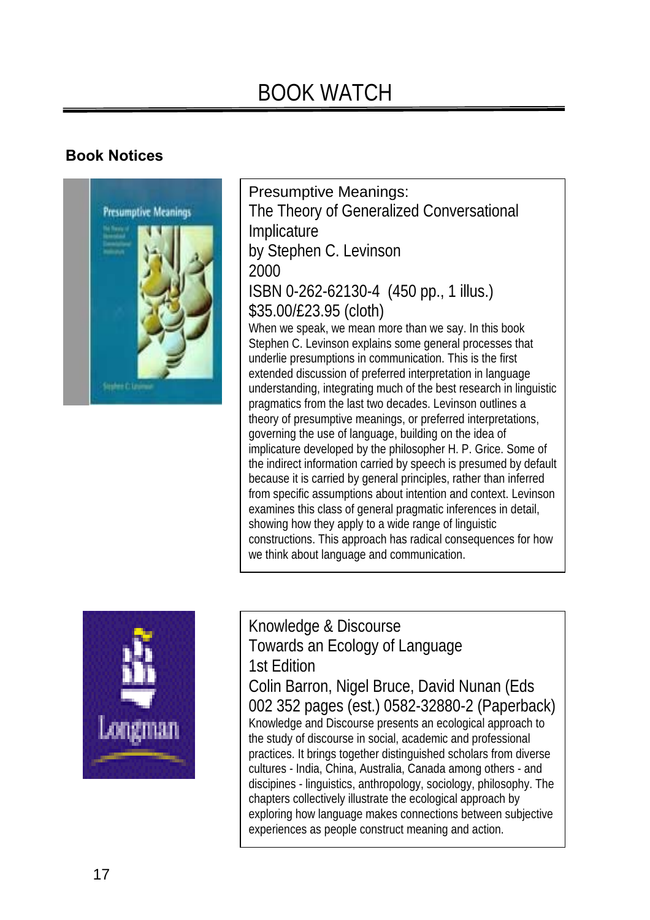# BOOK WATCH

## Book Notices

Presumptive Meanings:
The Theory of Generalized Conversational Implicature
by Stephen C. Levinson
2000
ISBN 0-262-62130-4 (450 pp., 1 illus.)
$35.00/£23.95 (cloth)

When we speak, we mean more than we say. In this book Stephen C. Levinson explains some general processes that underlie presumptions in communication. This is the first extended discussion of preferred interpretation in language understanding, integrating much of the best research in linguistic pragmatics from the last two decades. Levinson outlines a theory of presumptive meanings, or preferred interpretations, governing the use of language, building on the idea of implicature developed by the philosopher H. P. Grice. Some of the indirect information carried by speech is presumed by default because it is carried by general principles, rather than inferred from specific assumptions about intention and context. Levinson examines this class of general pragmatic inferences in detail, showing how they apply to a wide range of linguistic constructions. This approach has radical consequences for how we think about language and communication.

Knowledge & Discourse
Towards an Ecology of Language
1st Edition
Colin Barron, Nigel Bruce, David Nunan (Eds
002 352 pages (est.) 0582-32880-2 (Paperback)

Knowledge and Discourse presents an ecological approach to the study of discourse in social, academic and professional practices. It brings together distinguished scholars from diverse cultures - India, China, Australia, Canada among others - and discipines - linguistics, anthropology, sociology, philosophy. The chapters collectively illustrate the ecological approach by exploring how language makes connections between subjective experiences as people construct meaning and action.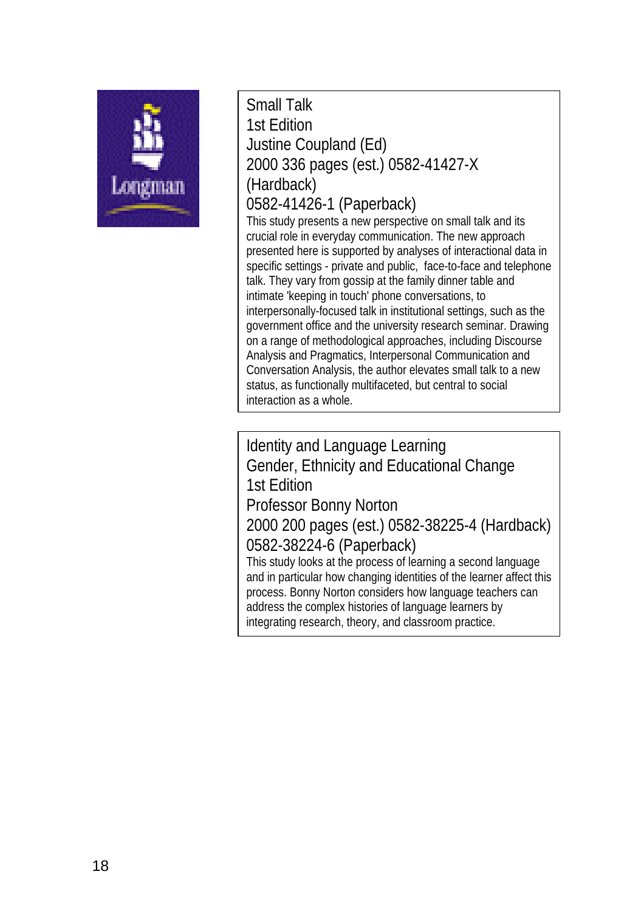Small Talk
1st Edition
Justine Coupland (Ed)
2000 336 pages (est.) 0582-41427-X (Hardback)
0582-41426-1 (Paperback)

This study presents a new perspective on small talk and its crucial role in everyday communication. The new approach presented here is supported by analyses of interactional data in specific settings - private and public, face-to-face and telephone talk. They vary from gossip at the family dinner table and intimate 'keeping in touch' phone conversations, to interpersonally-focused talk in institutional settings, such as the government office and the university research seminar. Drawing on a range of methodological approaches, including Discourse Analysis and Pragmatics, Interpersonal Communication and Conversation Analysis, the author elevates small talk to a new status, as functionally multifaceted, but central to social interaction as a whole.

Identity and Language Learning
Gender, Ethnicity and Educational Change
1st Edition
Professor Bonny Norton
2000 200 pages (est.) 0582-38225-4 (Hardback)
0582-38224-6 (Paperback)

This study looks at the process of learning a second language and in particular how changing identities of the learner affect this process. Bonny Norton considers how language teachers can address the complex histories of language learners by integrating research, theory, and classroom practice.